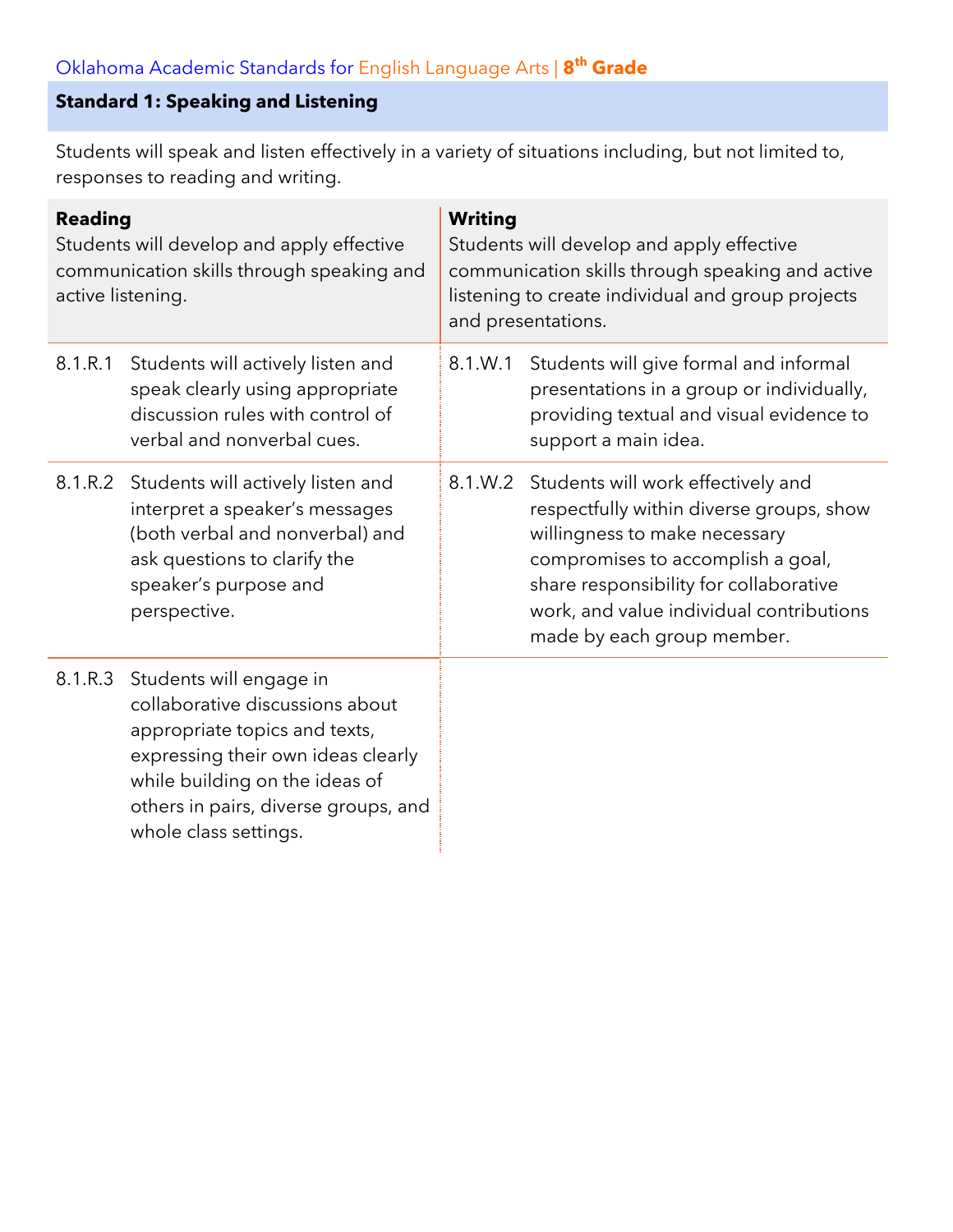Oklahoma Academic Standards for English Language Arts | **8th Grade**

## Standard 1: Speaking and Listening

Students will speak and listen effectively in a variety of situations including, but not limited to, responses to reading and writing.

| **Reading**<br>Students will develop and apply effective communication skills through speaking and active listening. | | **Writing**<br>Students will develop and apply effective communication skills through speaking and active listening to create individual and group projects and presentations. | |
|---|---|---|---|
| 8.1.R.1 | Students will actively listen and speak clearly using appropriate discussion rules with control of verbal and nonverbal cues. | 8.1.W.1 | Students will give formal and informal presentations in a group or individually, providing textual and visual evidence to support a main idea. |
| 8.1.R.2 | Students will actively listen and interpret a speaker's messages (both verbal and nonverbal) and ask questions to clarify the speaker's purpose and perspective. | 8.1.W.2 | Students will work effectively and respectfully within diverse groups, show willingness to make necessary compromises to accomplish a goal, share responsibility for collaborative work, and value individual contributions made by each group member. |
| 8.1.R.3 | Students will engage in collaborative discussions about appropriate topics and texts, expressing their own ideas clearly while building on the ideas of others in pairs, diverse groups, and whole class settings. | | |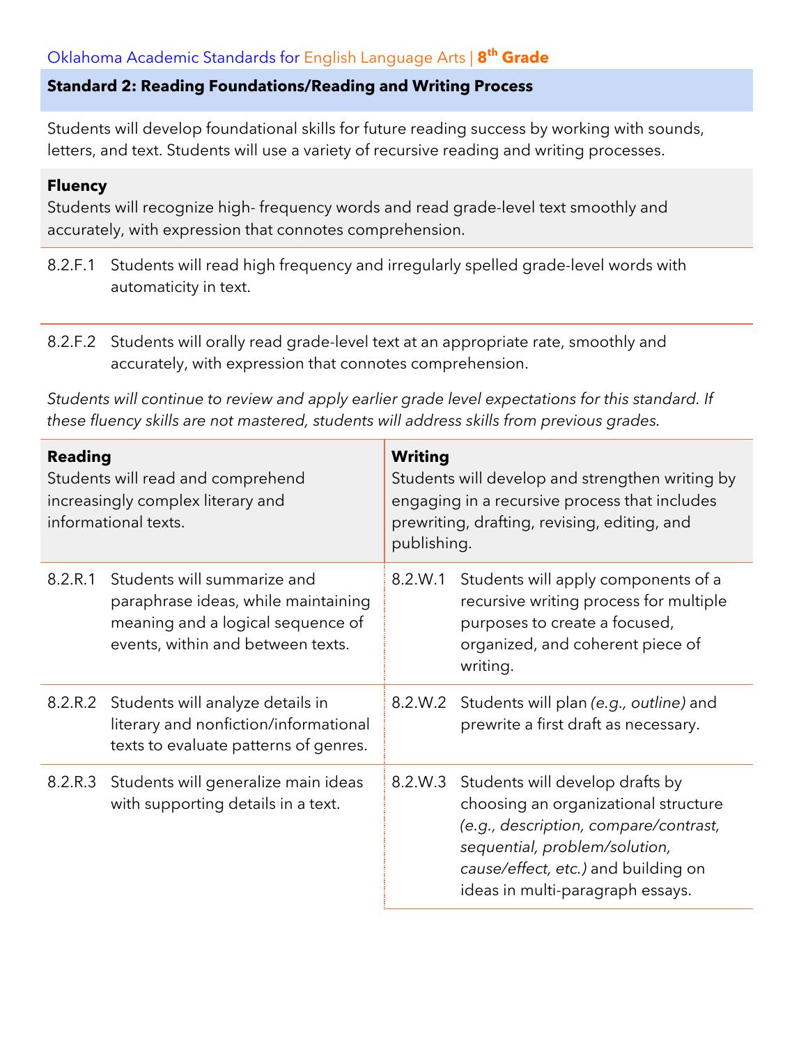## Standard 2: Reading Foundations/Reading and Writing Process

Students will develop foundational skills for future reading success by working with sounds, letters, and text. Students will use a variety of recursive reading and writing processes.

### Fluency

Students will recognize high- frequency words and read grade-level text smoothly and accurately, with expression that connotes comprehension.

8.2.F.1 Students will read high frequency and irregularly spelled grade-level words with automaticity in text.

8.2.F.2 Students will orally read grade-level text at an appropriate rate, smoothly and accurately, with expression that connotes comprehension.

*Students will continue to review and apply earlier grade level expectations for this standard. If these fluency skills are not mastered, students will address skills from previous grades.*

| **Reading**<br>Students will read and comprehend increasingly complex literary and informational texts. | | **Writing**<br>Students will develop and strengthen writing by engaging in a recursive process that includes prewriting, drafting, revising, editing, and publishing. | |
|---|---|---|---|
| 8.2.R.1 | Students will summarize and paraphrase ideas, while maintaining meaning and a logical sequence of events, within and between texts. | 8.2.W.1 | Students will apply components of a recursive writing process for multiple purposes to create a focused, organized, and coherent piece of writing. |
| 8.2.R.2 | Students will analyze details in literary and nonfiction/informational texts to evaluate patterns of genres. | 8.2.W.2 | Students will plan *(e.g., outline)* and prewrite a first draft as necessary. |
| 8.2.R.3 | Students will generalize main ideas with supporting details in a text. | 8.2.W.3 | Students will develop drafts by choosing an organizational structure *(e.g., description, compare/contrast, sequential, problem/solution, cause/effect, etc.)* and building on ideas in multi-paragraph essays. |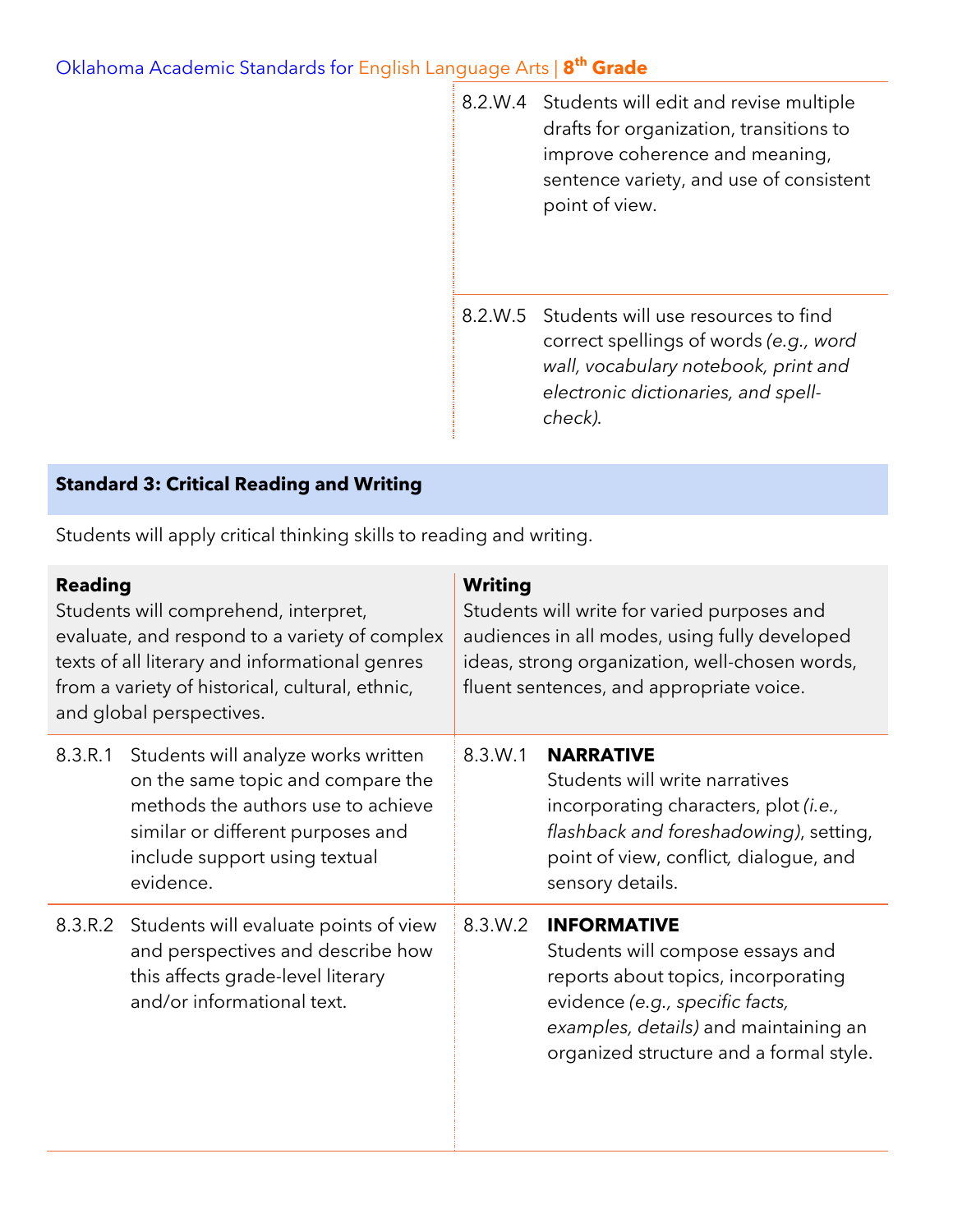| | |
|---|---|
| | 8.2.W.4 Students will edit and revise multiple drafts for organization, transitions to improve coherence and meaning, sentence variety, and use of consistent point of view. |
| | 8.2.W.5 Students will use resources to find correct spellings of words *(e.g., word wall, vocabulary notebook, print and electronic dictionaries, and spell-check)*. |

## Standard 3: Critical Reading and Writing

Students will apply critical thinking skills to reading and writing.

| **Reading**<br>Students will comprehend, interpret, evaluate, and respond to a variety of complex texts of all literary and informational genres from a variety of historical, cultural, ethnic, and global perspectives. | **Writing**<br>Students will write for varied purposes and audiences in all modes, using fully developed ideas, strong organization, well-chosen words, fluent sentences, and appropriate voice. |
|---|---|
| 8.3.R.1 Students will analyze works written on the same topic and compare the methods the authors use to achieve similar or different purposes and include support using textual evidence. | 8.3.W.1 **NARRATIVE**<br>Students will write narratives incorporating characters, plot *(i.e., flashback and foreshadowing)*, setting, point of view, conflict, dialogue, and sensory details. |
| 8.3.R.2 Students will evaluate points of view and perspectives and describe how this affects grade-level literary and/or informational text. | 8.3.W.2 **INFORMATIVE**<br>Students will compose essays and reports about topics, incorporating evidence *(e.g., specific facts, examples, details)* and maintaining an organized structure and a formal style. |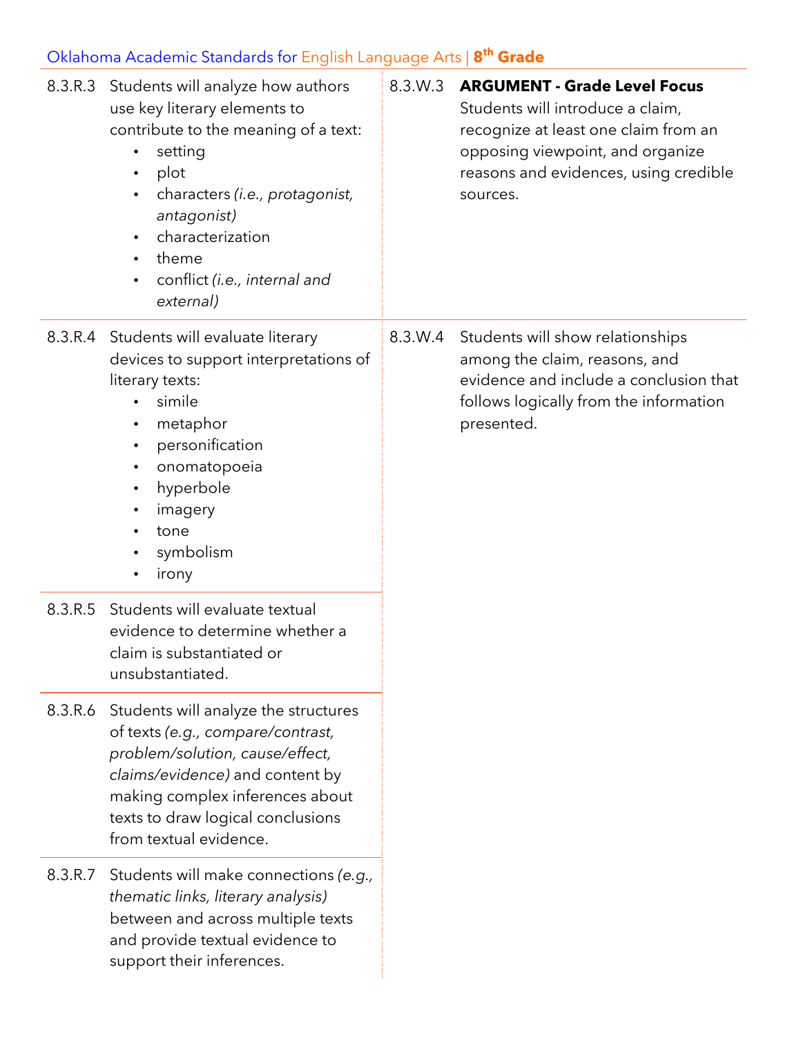8.3.R.3 Students will analyze how authors use key literary elements to contribute to the meaning of a text:

- setting
- plot
- characters *(i.e., protagonist, antagonist)*
- characterization
- theme
- conflict *(i.e., internal and external)*

8.3.R.4 Students will evaluate literary devices to support interpretations of literary texts:

- simile
- metaphor
- personification
- onomatopoeia
- hyperbole
- imagery
- tone
- symbolism
- irony

8.3.R.5 Students will evaluate textual evidence to determine whether a claim is substantiated or unsubstantiated.

8.3.R.6 Students will analyze the structures of texts *(e.g., compare/contrast, problem/solution, cause/effect, claims/evidence)* and content by making complex inferences about texts to draw logical conclusions from textual evidence.

8.3.R.7 Students will make connections *(e.g., thematic links, literary analysis)* between and across multiple texts and provide textual evidence to support their inferences.

8.3.W.3 **ARGUMENT - Grade Level Focus** Students will introduce a claim, recognize at least one claim from an opposing viewpoint, and organize reasons and evidences, using credible sources.

8.3.W.4 Students will show relationships among the claim, reasons, and evidence and include a conclusion that follows logically from the information presented.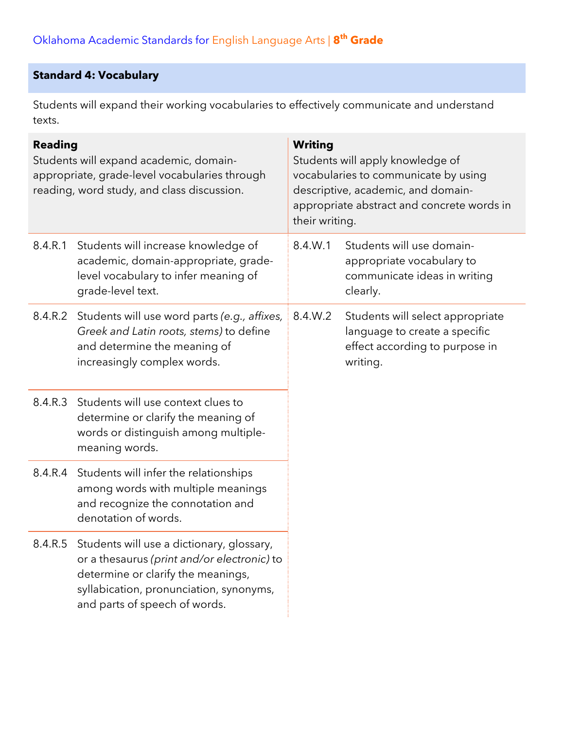## Standard 4: Vocabulary

Students will expand their working vocabularies to effectively communicate and understand texts.

| Reading | | Writing | |
|---|---|---|---|
| **Reading**<br>Students will expand academic, domain-appropriate, grade-level vocabularies through reading, word study, and class discussion. | | **Writing**<br>Students will apply knowledge of vocabularies to communicate by using descriptive, academic, and domain-appropriate abstract and concrete words in their writing. | |
| 8.4.R.1 | Students will increase knowledge of academic, domain-appropriate, grade-level vocabulary to infer meaning of grade-level text. | 8.4.W.1 | Students will use domain-appropriate vocabulary to communicate ideas in writing clearly. |
| 8.4.R.2 | Students will use word parts *(e.g., affixes, Greek and Latin roots, stems)* to define and determine the meaning of increasingly complex words. | 8.4.W.2 | Students will select appropriate language to create a specific effect according to purpose in writing. |
| 8.4.R.3 | Students will use context clues to determine or clarify the meaning of words or distinguish among multiple-meaning words. | | |
| 8.4.R.4 | Students will infer the relationships among words with multiple meanings and recognize the connotation and denotation of words. | | |
| 8.4.R.5 | Students will use a dictionary, glossary, or a thesaurus *(print and/or electronic)* to determine or clarify the meanings, syllabication, pronunciation, synonyms, and parts of speech of words. | | |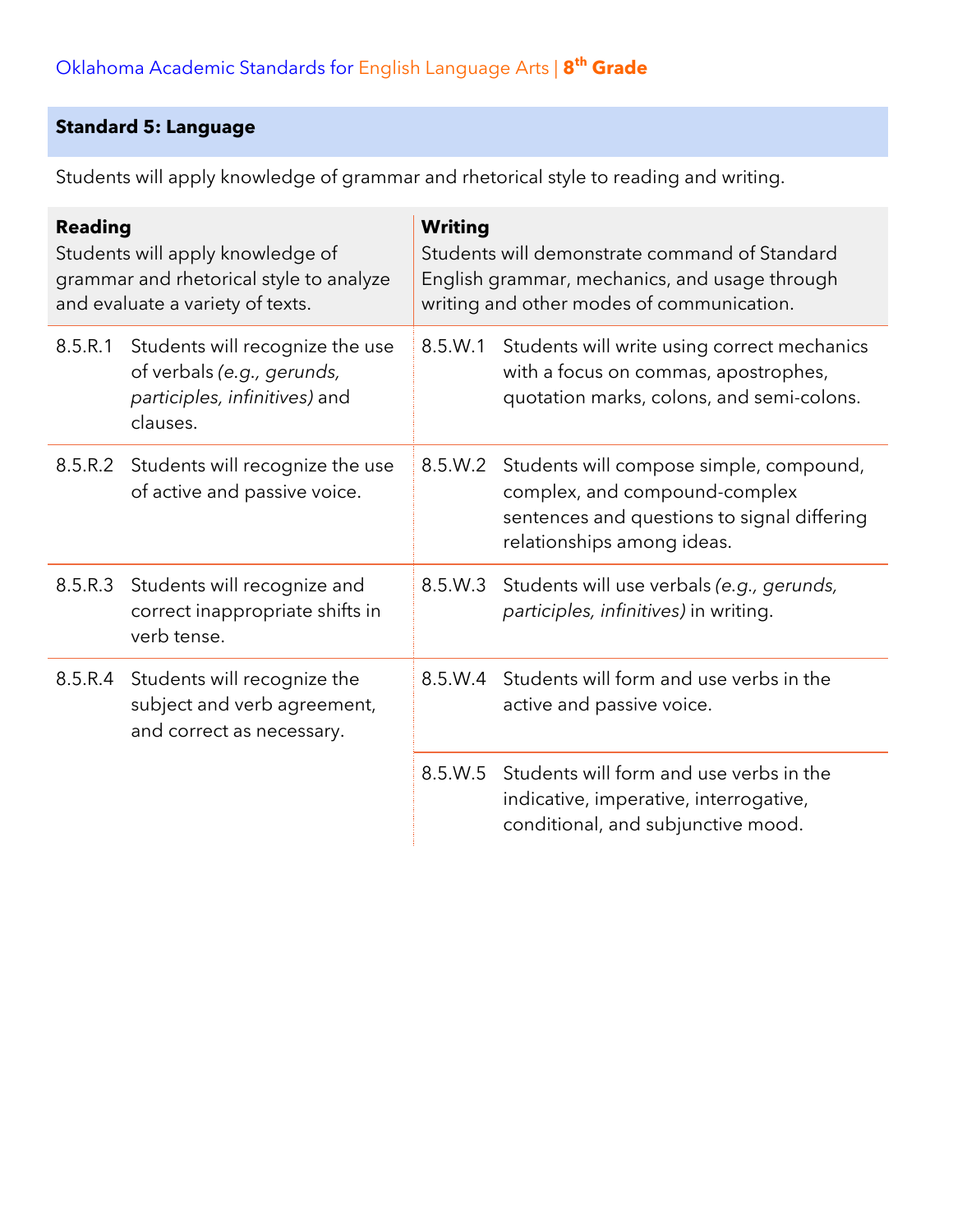## Standard 5: Language

Students will apply knowledge of grammar and rhetorical style to reading and writing.

| Reading<br>Students will apply knowledge of grammar and rhetorical style to analyze and evaluate a variety of texts. | | Writing<br>Students will demonstrate command of Standard English grammar, mechanics, and usage through writing and other modes of communication. | |
|---|---|---|---|
| 8.5.R.1 | Students will recognize the use of verbals *(e.g., gerunds, participles, infinitives)* and clauses. | 8.5.W.1 | Students will write using correct mechanics with a focus on commas, apostrophes, quotation marks, colons, and semi-colons. |
| 8.5.R.2 | Students will recognize the use of active and passive voice. | 8.5.W.2 | Students will compose simple, compound, complex, and compound-complex sentences and questions to signal differing relationships among ideas. |
| 8.5.R.3 | Students will recognize and correct inappropriate shifts in verb tense. | 8.5.W.3 | Students will use verbals *(e.g., gerunds, participles, infinitives)* in writing. |
| 8.5.R.4 | Students will recognize the subject and verb agreement, and correct as necessary. | 8.5.W.4 | Students will form and use verbs in the active and passive voice. |
| | | 8.5.W.5 | Students will form and use verbs in the indicative, imperative, interrogative, conditional, and subjunctive mood. |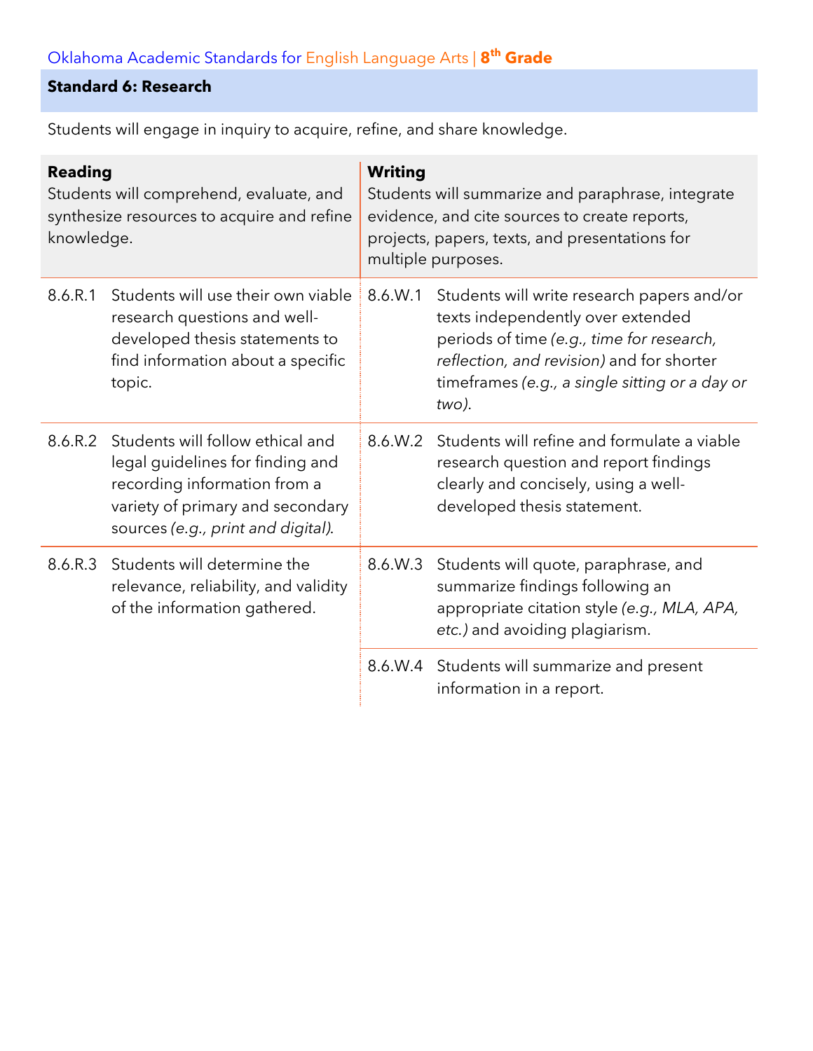## Standard 6: Research

Students will engage in inquiry to acquire, refine, and share knowledge.

| Reading | | Writing | |
|---|---|---|---|
| Students will comprehend, evaluate, and synthesize resources to acquire and refine knowledge. | | Students will summarize and paraphrase, integrate evidence, and cite sources to create reports, projects, papers, texts, and presentations for multiple purposes. | |
| 8.6.R.1 | Students will use their own viable research questions and well-developed thesis statements to find information about a specific topic. | 8.6.W.1 | Students will write research papers and/or texts independently over extended periods of time *(e.g., time for research, reflection, and revision)* and for shorter timeframes *(e.g., a single sitting or a day or two).* |
| 8.6.R.2 | Students will follow ethical and legal guidelines for finding and recording information from a variety of primary and secondary sources *(e.g., print and digital).* | 8.6.W.2 | Students will refine and formulate a viable research question and report findings clearly and concisely, using a well-developed thesis statement. |
| 8.6.R.3 | Students will determine the relevance, reliability, and validity of the information gathered. | 8.6.W.3 | Students will quote, paraphrase, and summarize findings following an appropriate citation style *(e.g., MLA, APA, etc.)* and avoiding plagiarism. |
| | | 8.6.W.4 | Students will summarize and present information in a report. |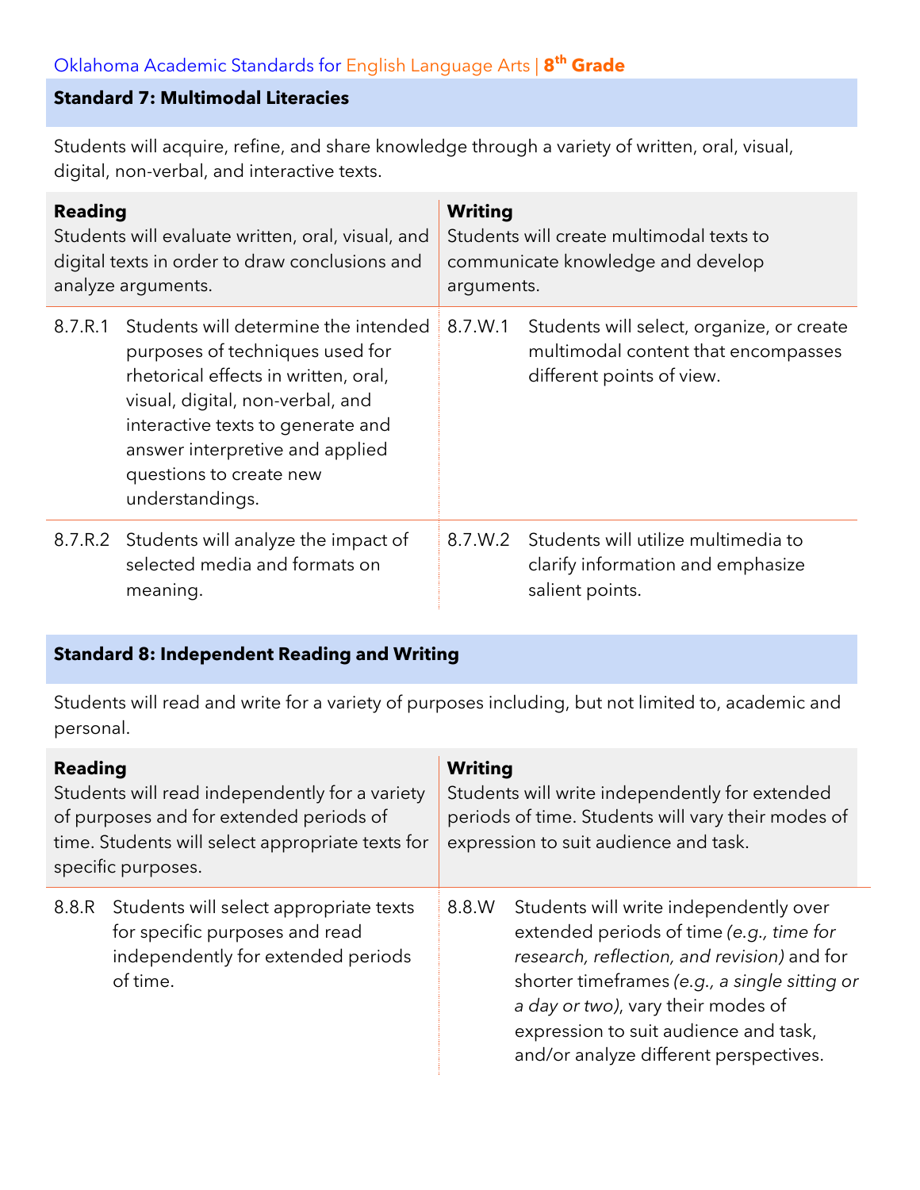## Standard 7: Multimodal Literacies

Students will acquire, refine, and share knowledge through a variety of written, oral, visual, digital, non-verbal, and interactive texts.

| **Reading**<br>Students will evaluate written, oral, visual, and digital texts in order to draw conclusions and analyze arguments. | | **Writing**<br>Students will create multimodal texts to communicate knowledge and develop arguments. | |
|---|---|---|---|
| 8.7.R.1 | Students will determine the intended purposes of techniques used for rhetorical effects in written, oral, visual, digital, non-verbal, and interactive texts to generate and answer interpretive and applied questions to create new understandings. | 8.7.W.1 | Students will select, organize, or create multimodal content that encompasses different points of view. |
| 8.7.R.2 | Students will analyze the impact of selected media and formats on meaning. | 8.7.W.2 | Students will utilize multimedia to clarify information and emphasize salient points. |

## Standard 8: Independent Reading and Writing

Students will read and write for a variety of purposes including, but not limited to, academic and personal.

| **Reading**<br>Students will read independently for a variety of purposes and for extended periods of time. Students will select appropriate texts for specific purposes. | | **Writing**<br>Students will write independently for extended periods of time. Students will vary their modes of expression to suit audience and task. | |
|---|---|---|---|
| 8.8.R | Students will select appropriate texts for specific purposes and read independently for extended periods of time. | 8.8.W | Students will write independently over extended periods of time *(e.g., time for research, reflection, and revision)* and for shorter timeframes *(e.g., a single sitting or a day or two)*, vary their modes of expression to suit audience and task, and/or analyze different perspectives. |